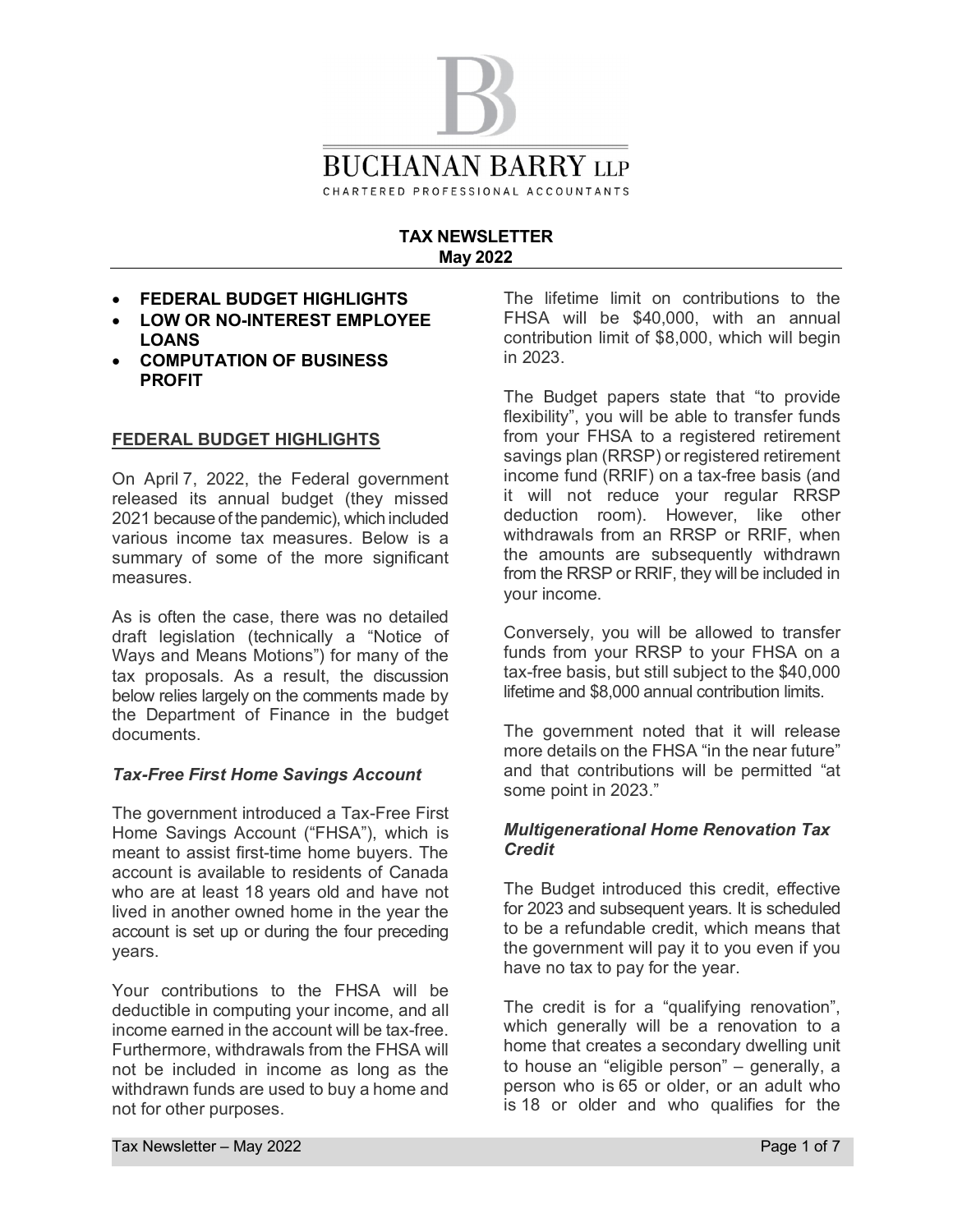# BUCHANAN BARRY LLP

CHARTERED PROFESSIONAL ACCOUNTANTS

**TAX NEWSLETTER**
**May 2022**

- **FEDERAL BUDGET HIGHLIGHTS**
- **LOW OR NO-INTEREST EMPLOYEE LOANS**
- **COMPUTATION OF BUSINESS PROFIT**

## FEDERAL BUDGET HIGHLIGHTS

On April 7, 2022, the Federal government released its annual budget (they missed 2021 because of the pandemic), which included various income tax measures. Below is a summary of some of the more significant measures.

As is often the case, there was no detailed draft legislation (technically a "Notice of Ways and Means Motions") for many of the tax proposals. As a result, the discussion below relies largely on the comments made by the Department of Finance in the budget documents.

### *Tax-Free First Home Savings Account*

The government introduced a Tax-Free First Home Savings Account ("FHSA"), which is meant to assist first-time home buyers. The account is available to residents of Canada who are at least 18 years old and have not lived in another owned home in the year the account is set up or during the four preceding years.

Your contributions to the FHSA will be deductible in computing your income, and all income earned in the account will be tax-free. Furthermore, withdrawals from the FHSA will not be included in income as long as the withdrawn funds are used to buy a home and not for other purposes.

The lifetime limit on contributions to the FHSA will be $40,000, with an annual contribution limit of $8,000, which will begin in 2023.

The Budget papers state that "to provide flexibility", you will be able to transfer funds from your FHSA to a registered retirement savings plan (RRSP) or registered retirement income fund (RRIF) on a tax-free basis (and it will not reduce your regular RRSP deduction room). However, like other withdrawals from an RRSP or RRIF, when the amounts are subsequently withdrawn from the RRSP or RRIF, they will be included in your income.

Conversely, you will be allowed to transfer funds from your RRSP to your FHSA on a tax-free basis, but still subject to the $40,000 lifetime and $8,000 annual contribution limits.

The government noted that it will release more details on the FHSA "in the near future" and that contributions will be permitted "at some point in 2023."

### *Multigenerational Home Renovation Tax Credit*

The Budget introduced this credit, effective for 2023 and subsequent years. It is scheduled to be a refundable credit, which means that the government will pay it to you even if you have no tax to pay for the year.

The credit is for a "qualifying renovation", which generally will be a renovation to a home that creates a secondary dwelling unit to house an "eligible person" – generally, a person who is 65 or older, or an adult who is 18 or older and who qualifies for the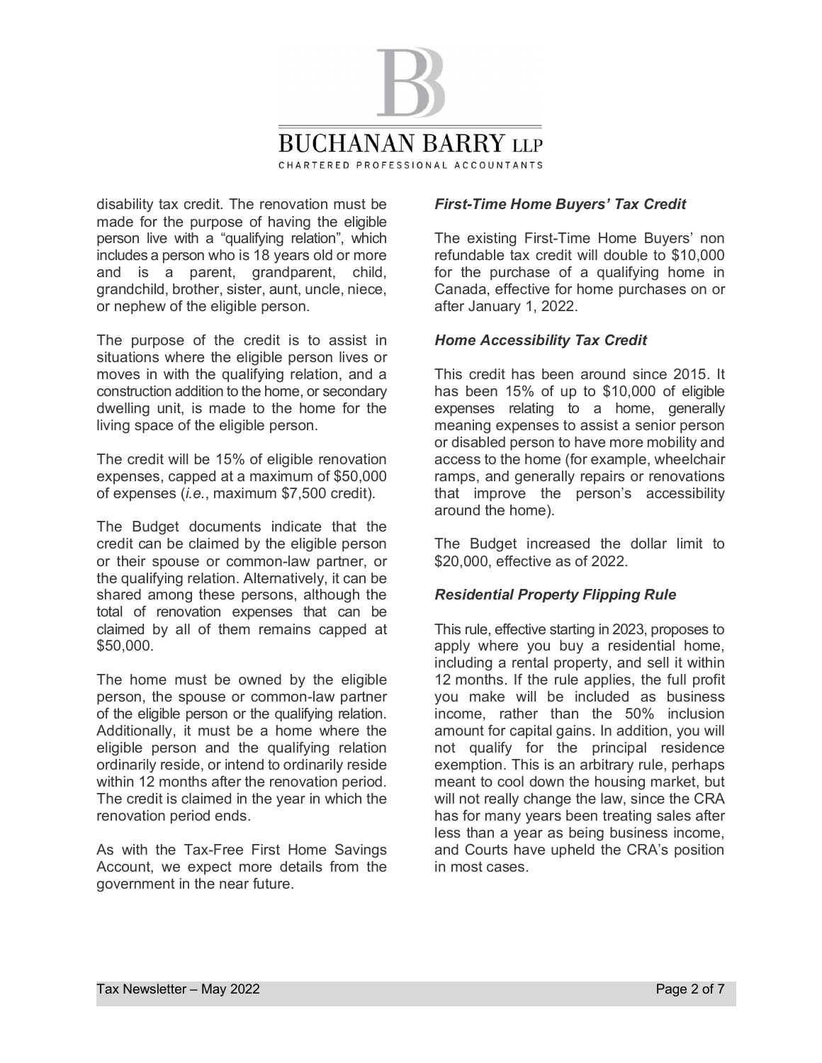disability tax credit. The renovation must be made for the purpose of having the eligible person live with a "qualifying relation", which includes a person who is 18 years old or more and is a parent, grandparent, child, grandchild, brother, sister, aunt, uncle, niece, or nephew of the eligible person.

The purpose of the credit is to assist in situations where the eligible person lives or moves in with the qualifying relation, and a construction addition to the home, or secondary dwelling unit, is made to the home for the living space of the eligible person.

The credit will be 15% of eligible renovation expenses, capped at a maximum of $50,000 of expenses (*i.e.*, maximum $7,500 credit).

The Budget documents indicate that the credit can be claimed by the eligible person or their spouse or common-law partner, or the qualifying relation. Alternatively, it can be shared among these persons, although the total of renovation expenses that can be claimed by all of them remains capped at $50,000.

The home must be owned by the eligible person, the spouse or common-law partner of the eligible person or the qualifying relation. Additionally, it must be a home where the eligible person and the qualifying relation ordinarily reside, or intend to ordinarily reside within 12 months after the renovation period. The credit is claimed in the year in which the renovation period ends.

As with the Tax-Free First Home Savings Account, we expect more details from the government in the near future.

### *First-Time Home Buyers' Tax Credit*

The existing First-Time Home Buyers' non refundable tax credit will double to $10,000 for the purchase of a qualifying home in Canada, effective for home purchases on or after January 1, 2022.

### *Home Accessibility Tax Credit*

This credit has been around since 2015. It has been 15% of up to $10,000 of eligible expenses relating to a home, generally meaning expenses to assist a senior person or disabled person to have more mobility and access to the home (for example, wheelchair ramps, and generally repairs or renovations that improve the person's accessibility around the home).

The Budget increased the dollar limit to $20,000, effective as of 2022.

### *Residential Property Flipping Rule*

This rule, effective starting in 2023, proposes to apply where you buy a residential home, including a rental property, and sell it within 12 months. If the rule applies, the full profit you make will be included as business income, rather than the 50% inclusion amount for capital gains. In addition, you will not qualify for the principal residence exemption. This is an arbitrary rule, perhaps meant to cool down the housing market, but will not really change the law, since the CRA has for many years been treating sales after less than a year as being business income, and Courts have upheld the CRA's position in most cases.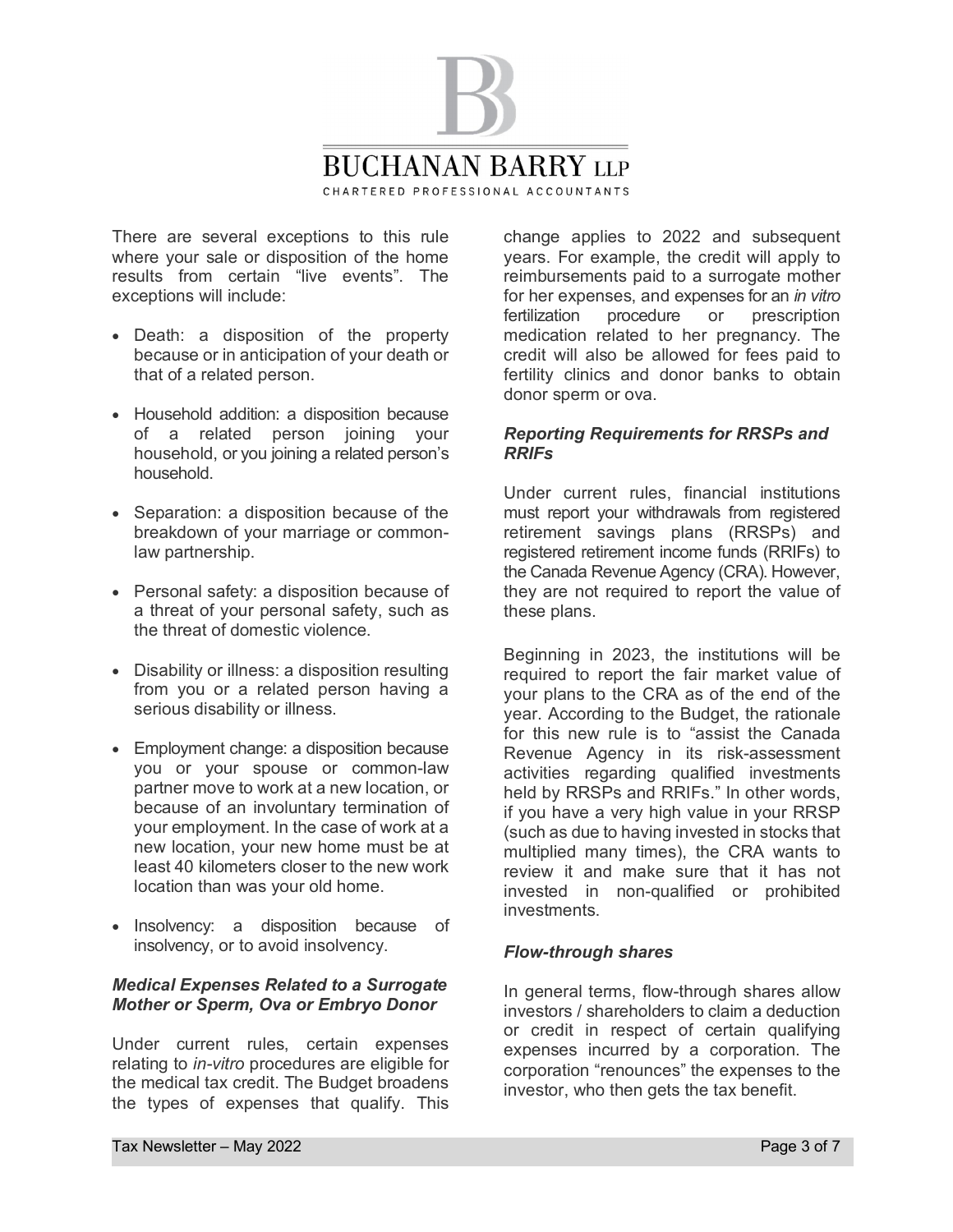There are several exceptions to this rule where your sale or disposition of the home results from certain "live events". The exceptions will include:

- Death: a disposition of the property because or in anticipation of your death or that of a related person.
- Household addition: a disposition because of a related person joining your household, or you joining a related person's household.
- Separation: a disposition because of the breakdown of your marriage or common-law partnership.
- Personal safety: a disposition because of a threat of your personal safety, such as the threat of domestic violence.
- Disability or illness: a disposition resulting from you or a related person having a serious disability or illness.
- Employment change: a disposition because you or your spouse or common-law partner move to work at a new location, or because of an involuntary termination of your employment. In the case of work at a new location, your new home must be at least 40 kilometers closer to the new work location than was your old home.
- Insolvency: a disposition because of insolvency, or to avoid insolvency.

### *Medical Expenses Related to a Surrogate Mother or Sperm, Ova or Embryo Donor*

Under current rules, certain expenses relating to *in-vitro* procedures are eligible for the medical tax credit. The Budget broadens the types of expenses that qualify. This change applies to 2022 and subsequent years. For example, the credit will apply to reimbursements paid to a surrogate mother for her expenses, and expenses for an *in vitro* fertilization procedure or prescription medication related to her pregnancy. The credit will also be allowed for fees paid to fertility clinics and donor banks to obtain donor sperm or ova.

### *Reporting Requirements for RRSPs and RRIFs*

Under current rules, financial institutions must report your withdrawals from registered retirement savings plans (RRSPs) and registered retirement income funds (RRIFs) to the Canada Revenue Agency (CRA). However, they are not required to report the value of these plans.

Beginning in 2023, the institutions will be required to report the fair market value of your plans to the CRA as of the end of the year. According to the Budget, the rationale for this new rule is to "assist the Canada Revenue Agency in its risk-assessment activities regarding qualified investments held by RRSPs and RRIFs." In other words, if you have a very high value in your RRSP (such as due to having invested in stocks that multiplied many times), the CRA wants to review it and make sure that it has not invested in non-qualified or prohibited investments.

### *Flow-through shares*

In general terms, flow-through shares allow investors / shareholders to claim a deduction or credit in respect of certain qualifying expenses incurred by a corporation. The corporation "renounces" the expenses to the investor, who then gets the tax benefit.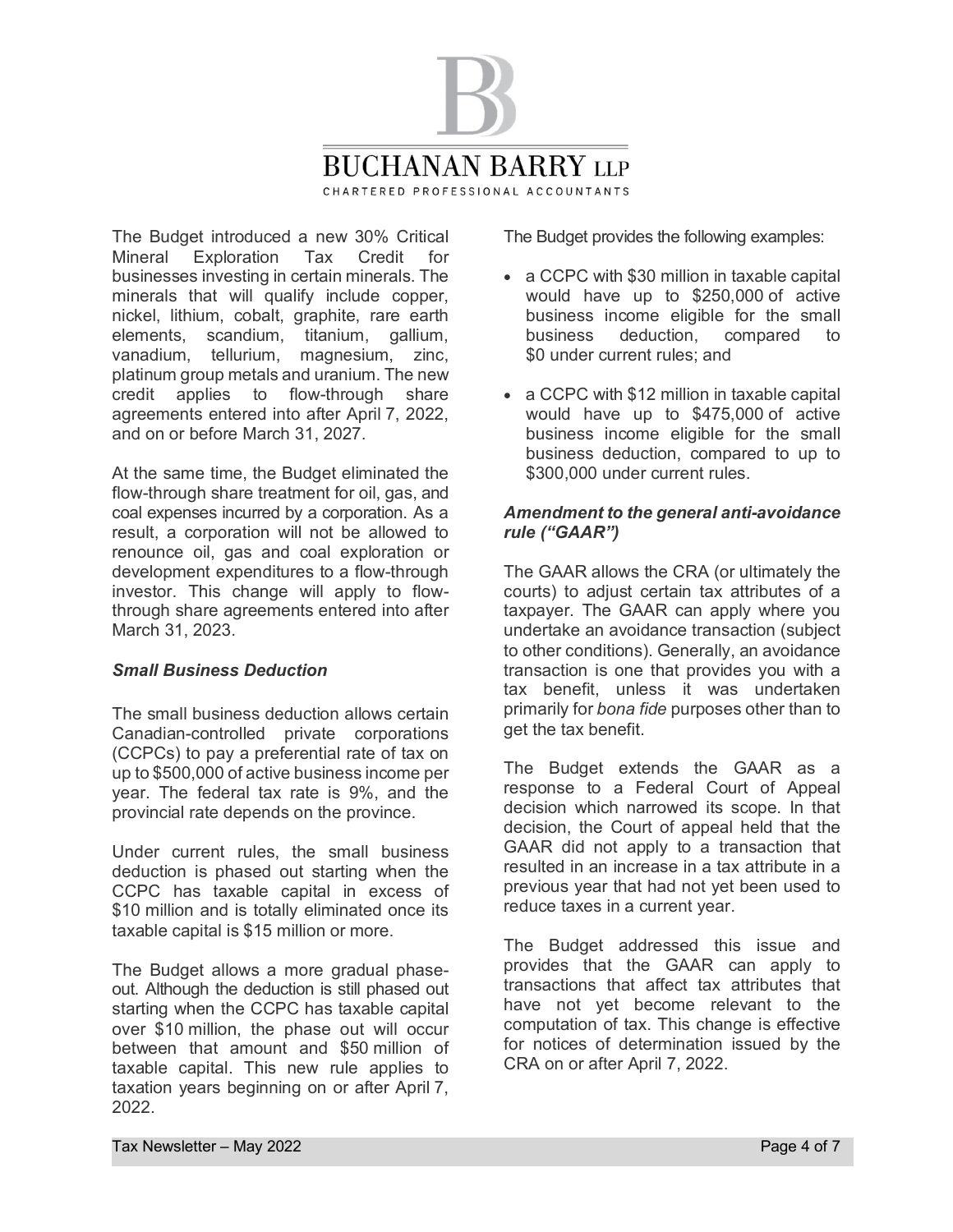The Budget introduced a new 30% Critical Mineral Exploration Tax Credit for businesses investing in certain minerals. The minerals that will qualify include copper, nickel, lithium, cobalt, graphite, rare earth elements, scandium, titanium, gallium, vanadium, tellurium, magnesium, zinc, platinum group metals and uranium. The new credit applies to flow-through share agreements entered into after April 7, 2022, and on or before March 31, 2027.

At the same time, the Budget eliminated the flow-through share treatment for oil, gas, and coal expenses incurred by a corporation. As a result, a corporation will not be allowed to renounce oil, gas and coal exploration or development expenditures to a flow-through investor. This change will apply to flow-through share agreements entered into after March 31, 2023.

### *Small Business Deduction*

The small business deduction allows certain Canadian-controlled private corporations (CCPCs) to pay a preferential rate of tax on up to $500,000 of active business income per year. The federal tax rate is 9%, and the provincial rate depends on the province.

Under current rules, the small business deduction is phased out starting when the CCPC has taxable capital in excess of $10 million and is totally eliminated once its taxable capital is $15 million or more.

The Budget allows a more gradual phase-out. Although the deduction is still phased out starting when the CCPC has taxable capital over $10 million, the phase out will occur between that amount and $50 million of taxable capital. This new rule applies to taxation years beginning on or after April 7, 2022.

The Budget provides the following examples:

- a CCPC with $30 million in taxable capital would have up to $250,000 of active business income eligible for the small business deduction, compared to $0 under current rules; and
- a CCPC with $12 million in taxable capital would have up to $475,000 of active business income eligible for the small business deduction, compared to up to $300,000 under current rules.

### *Amendment to the general anti-avoidance rule ("GAAR")*

The GAAR allows the CRA (or ultimately the courts) to adjust certain tax attributes of a taxpayer. The GAAR can apply where you undertake an avoidance transaction (subject to other conditions). Generally, an avoidance transaction is one that provides you with a tax benefit, unless it was undertaken primarily for *bona fide* purposes other than to get the tax benefit.

The Budget extends the GAAR as a response to a Federal Court of Appeal decision which narrowed its scope. In that decision, the Court of appeal held that the GAAR did not apply to a transaction that resulted in an increase in a tax attribute in a previous year that had not yet been used to reduce taxes in a current year.

The Budget addressed this issue and provides that the GAAR can apply to transactions that affect tax attributes that have not yet become relevant to the computation of tax. This change is effective for notices of determination issued by the CRA on or after April 7, 2022.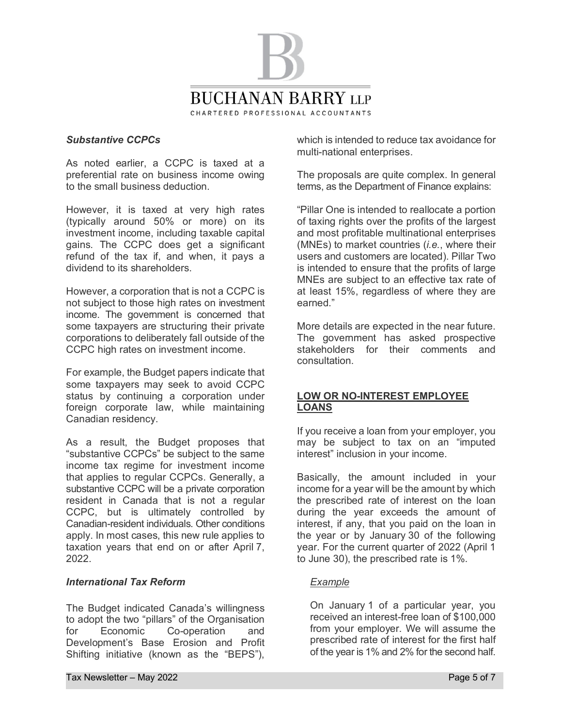### *Substantive CCPCs*

As noted earlier, a CCPC is taxed at a preferential rate on business income owing to the small business deduction.

However, it is taxed at very high rates (typically around 50% or more) on its investment income, including taxable capital gains. The CCPC does get a significant refund of the tax if, and when, it pays a dividend to its shareholders.

However, a corporation that is not a CCPC is not subject to those high rates on investment income. The government is concerned that some taxpayers are structuring their private corporations to deliberately fall outside of the CCPC high rates on investment income.

For example, the Budget papers indicate that some taxpayers may seek to avoid CCPC status by continuing a corporation under foreign corporate law, while maintaining Canadian residency.

As a result, the Budget proposes that "substantive CCPCs" be subject to the same income tax regime for investment income that applies to regular CCPCs. Generally, a substantive CCPC will be a private corporation resident in Canada that is not a regular CCPC, but is ultimately controlled by Canadian-resident individuals. Other conditions apply. In most cases, this new rule applies to taxation years that end on or after April 7, 2022.

### *International Tax Reform*

The Budget indicated Canada's willingness to adopt the two "pillars" of the Organisation for Economic Co-operation and Development's Base Erosion and Profit Shifting initiative (known as the "BEPS"), which is intended to reduce tax avoidance for multi-national enterprises.

The proposals are quite complex. In general terms, as the Department of Finance explains:

"Pillar One is intended to reallocate a portion of taxing rights over the profits of the largest and most profitable multinational enterprises (MNEs) to market countries (*i.e.*, where their users and customers are located). Pillar Two is intended to ensure that the profits of large MNEs are subject to an effective tax rate of at least 15%, regardless of where they are earned."

More details are expected in the near future. The government has asked prospective stakeholders for their comments and consultation.

## <u>LOW OR NO-INTEREST EMPLOYEE LOANS</u>

If you receive a loan from your employer, you may be subject to tax on an "imputed interest" inclusion in your income.

Basically, the amount included in your income for a year will be the amount by which the prescribed rate of interest on the loan during the year exceeds the amount of interest, if any, that you paid on the loan in the year or by January 30 of the following year. For the current quarter of 2022 (April 1 to June 30), the prescribed rate is 1%.

> <u>*Example*</u>
>
> On January 1 of a particular year, you received an interest-free loan of $100,000 from your employer. We will assume the prescribed rate of interest for the first half of the year is 1% and 2% for the second half.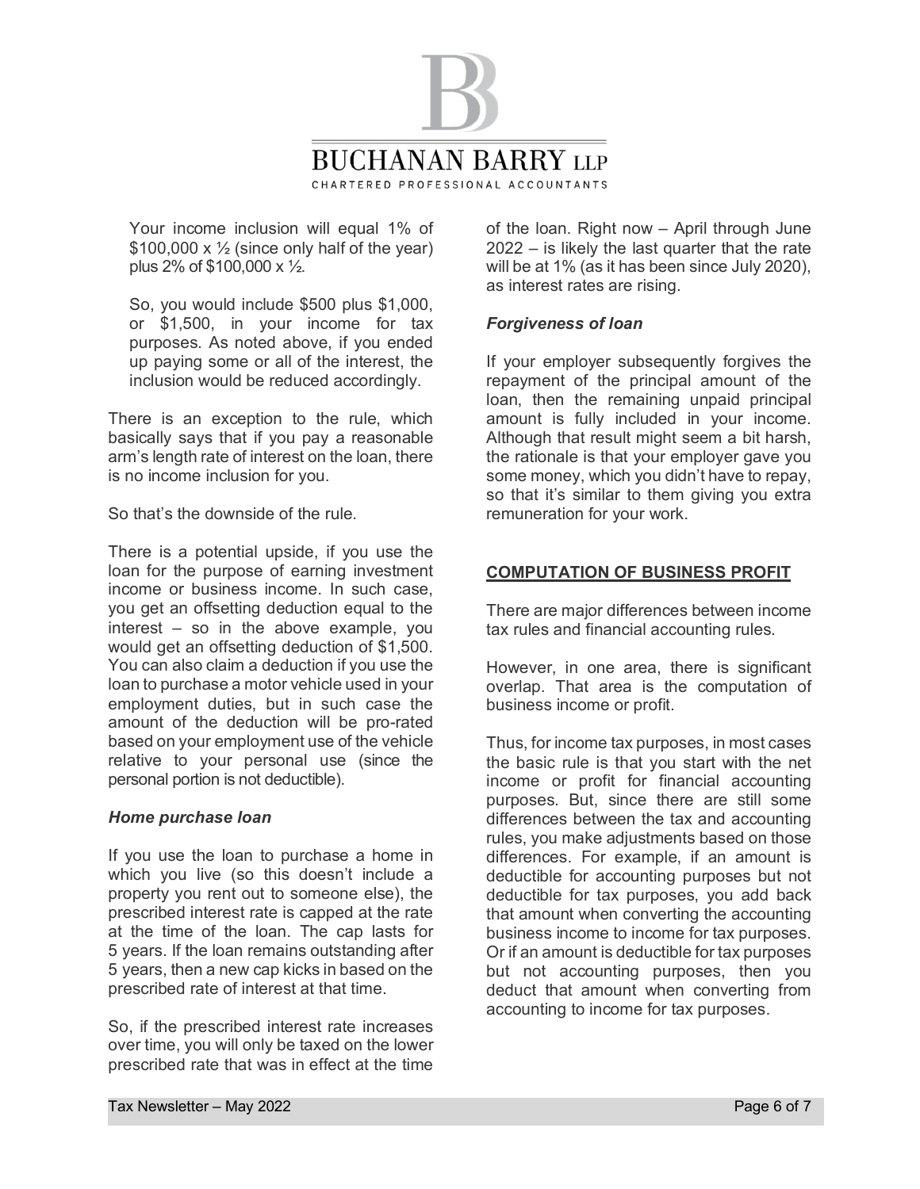Your income inclusion will equal 1% of $100,000 x ½ (since only half of the year) plus 2% of $100,000 x ½.

So, you would include $500 plus $1,000, or $1,500, in your income for tax purposes. As noted above, if you ended up paying some or all of the interest, the inclusion would be reduced accordingly.

There is an exception to the rule, which basically says that if you pay a reasonable arm's length rate of interest on the loan, there is no income inclusion for you.

So that's the downside of the rule.

There is a potential upside, if you use the loan for the purpose of earning investment income or business income. In such case, you get an offsetting deduction equal to the interest – so in the above example, you would get an offsetting deduction of $1,500. You can also claim a deduction if you use the loan to purchase a motor vehicle used in your employment duties, but in such case the amount of the deduction will be pro-rated based on your employment use of the vehicle relative to your personal use (since the personal portion is not deductible).

### *Home purchase loan*

If you use the loan to purchase a home in which you live (so this doesn't include a property you rent out to someone else), the prescribed interest rate is capped at the rate at the time of the loan. The cap lasts for 5 years. If the loan remains outstanding after 5 years, then a new cap kicks in based on the prescribed rate of interest at that time.

So, if the prescribed interest rate increases over time, you will only be taxed on the lower prescribed rate that was in effect at the time of the loan. Right now – April through June 2022 – is likely the last quarter that the rate will be at 1% (as it has been since July 2020), as interest rates are rising.

### *Forgiveness of loan*

If your employer subsequently forgives the repayment of the principal amount of the loan, then the remaining unpaid principal amount is fully included in your income. Although that result might seem a bit harsh, the rationale is that your employer gave you some money, which you didn't have to repay, so that it's similar to them giving you extra remuneration for your work.

## COMPUTATION OF BUSINESS PROFIT

There are major differences between income tax rules and financial accounting rules.

However, in one area, there is significant overlap. That area is the computation of business income or profit.

Thus, for income tax purposes, in most cases the basic rule is that you start with the net income or profit for financial accounting purposes. But, since there are still some differences between the tax and accounting rules, you make adjustments based on those differences. For example, if an amount is deductible for accounting purposes but not deductible for tax purposes, you add back that amount when converting the accounting business income to income for tax purposes. Or if an amount is deductible for tax purposes but not accounting purposes, then you deduct that amount when converting from accounting to income for tax purposes.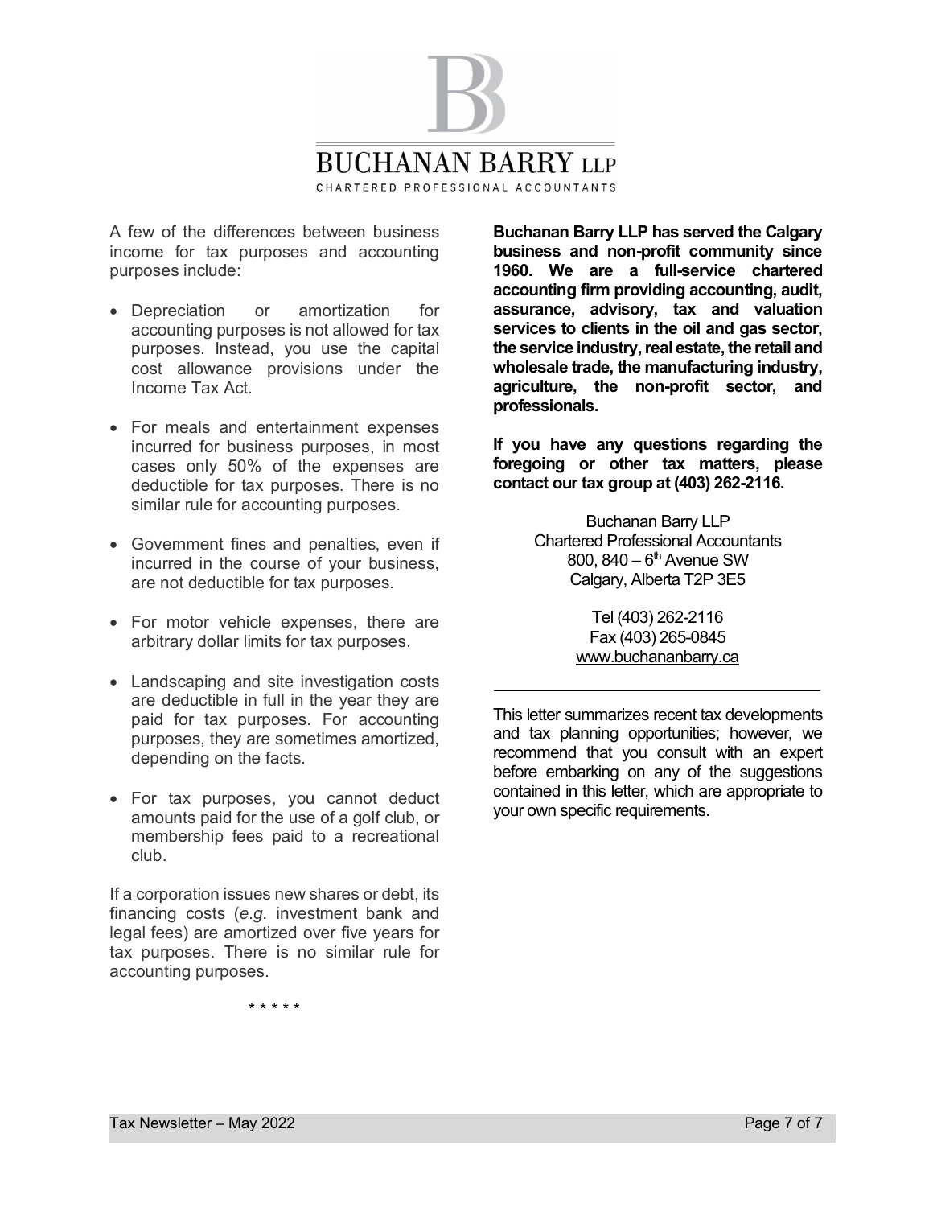A few of the differences between business income for tax purposes and accounting purposes include:

- Depreciation or amortization for accounting purposes is not allowed for tax purposes. Instead, you use the capital cost allowance provisions under the Income Tax Act.
- For meals and entertainment expenses incurred for business purposes, in most cases only 50% of the expenses are deductible for tax purposes. There is no similar rule for accounting purposes.
- Government fines and penalties, even if incurred in the course of your business, are not deductible for tax purposes.
- For motor vehicle expenses, there are arbitrary dollar limits for tax purposes.
- Landscaping and site investigation costs are deductible in full in the year they are paid for tax purposes. For accounting purposes, they are sometimes amortized, depending on the facts.
- For tax purposes, you cannot deduct amounts paid for the use of a golf club, or membership fees paid to a recreational club.

If a corporation issues new shares or debt, its financing costs (*e.g.* investment bank and legal fees) are amortized over five years for tax purposes. There is no similar rule for accounting purposes.

\* \* \* \* \*

**Buchanan Barry LLP has served the Calgary business and non-profit community since 1960. We are a full-service chartered accounting firm providing accounting, audit, assurance, advisory, tax and valuation services to clients in the oil and gas sector, the service industry, real estate, the retail and wholesale trade, the manufacturing industry, agriculture, the non-profit sector, and professionals.**

**If you have any questions regarding the foregoing or other tax matters, please contact our tax group at (403) 262-2116.**

Buchanan Barry LLP
Chartered Professional Accountants
800, 840 – 6th Avenue SW
Calgary, Alberta T2P 3E5

Tel (403) 262-2116
Fax (403) 265-0845
www.buchananbarry.ca

---

This letter summarizes recent tax developments and tax planning opportunities; however, we recommend that you consult with an expert before embarking on any of the suggestions contained in this letter, which are appropriate to your own specific requirements.